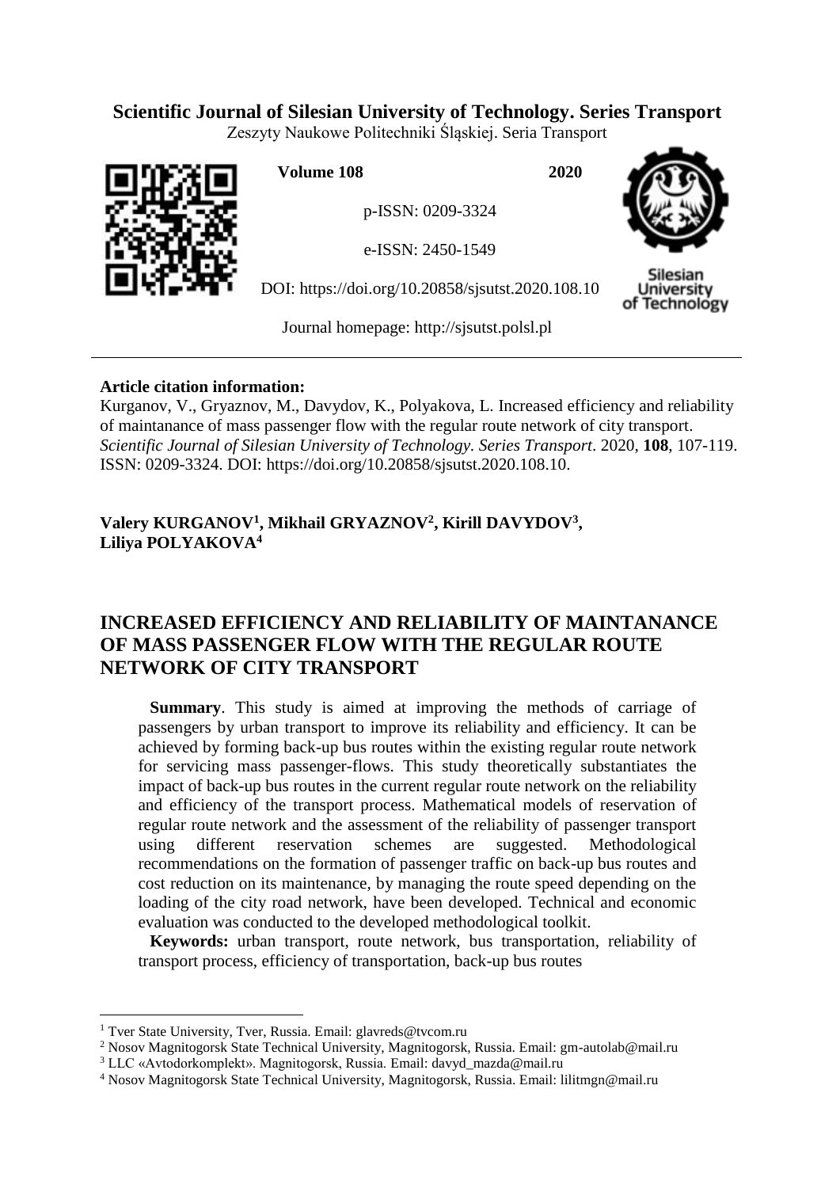**Scientific Journal of Silesian University of Technology. Series Transport**

Zeszyty Naukowe Politechniki Śląskiej. Seria Transport

**Volume 108** **2020**

p-ISSN: 0209-3324

e-ISSN: 2450-1549

DOI: https://doi.org/10.20858/sjsutst.2020.108.10

Journal homepage: http://sjsutst.polsl.pl

---

**Article citation information:**

Kurganov, V., Gryaznov, M., Davydov, K., Polyakova, L. Increased efficiency and reliability of maintanance of mass passenger flow with the regular route network of city transport. *Scientific Journal of Silesian University of Technology. Series Transport*. 2020, **108**, 107-119. ISSN: 0209-3324. DOI: https://doi.org/10.20858/sjsutst.2020.108.10.

**Valery KURGANOV[1], Mikhail GRYAZNOV[2], Kirill DAVYDOV[3], Liliya POLYAKOVA[4]**

# INCREASED EFFICIENCY AND RELIABILITY OF MAINTANANCE OF MASS PASSENGER FLOW WITH THE REGULAR ROUTE NETWORK OF CITY TRANSPORT

**Summary**. This study is aimed at improving the methods of carriage of passengers by urban transport to improve its reliability and efficiency. It can be achieved by forming back-up bus routes within the existing regular route network for servicing mass passenger-flows. This study theoretically substantiates the impact of back-up bus routes in the current regular route network on the reliability and efficiency of the transport process. Mathematical models of reservation of regular route network and the assessment of the reliability of passenger transport using different reservation schemes are suggested. Methodological recommendations on the formation of passenger traffic on back-up bus routes and cost reduction on its maintenance, by managing the route speed depending on the loading of the city road network, have been developed. Technical and economic evaluation was conducted to the developed methodological toolkit.

**Keywords:** urban transport, route network, bus transportation, reliability of transport process, efficiency of transportation, back-up bus routes

---

[1] Tver State University, Tver, Russia. Email: glavreds@tvcom.ru

[2] Nosov Magnitogorsk State Technical University, Magnitogorsk, Russia. Email: gm-autolab@mail.ru

[3] LLC «Avtodorkomplekt». Magnitogorsk, Russia. Email: davyd_mazda@mail.ru

[4] Nosov Magnitogorsk State Technical University, Magnitogorsk, Russia. Email: lilitmgn@mail.ru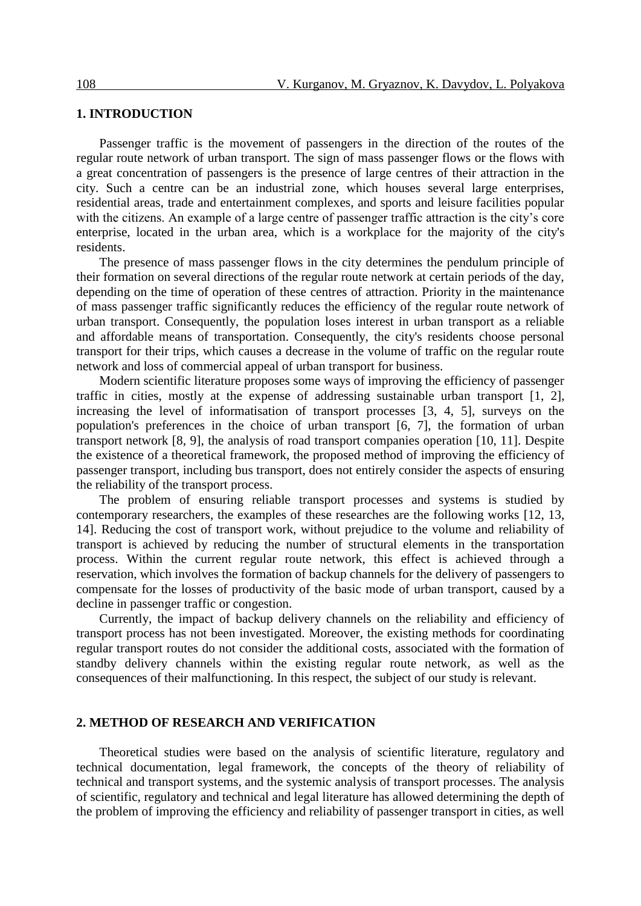## 1. INTRODUCTION

Passenger traffic is the movement of passengers in the direction of the routes of the regular route network of urban transport. The sign of mass passenger flows or the flows with a great concentration of passengers is the presence of large centres of their attraction in the city. Such a centre can be an industrial zone, which houses several large enterprises, residential areas, trade and entertainment complexes, and sports and leisure facilities popular with the citizens. An example of a large centre of passenger traffic attraction is the city's core enterprise, located in the urban area, which is a workplace for the majority of the city's residents.

The presence of mass passenger flows in the city determines the pendulum principle of their formation on several directions of the regular route network at certain periods of the day, depending on the time of operation of these centres of attraction. Priority in the maintenance of mass passenger traffic significantly reduces the efficiency of the regular route network of urban transport. Consequently, the population loses interest in urban transport as a reliable and affordable means of transportation. Consequently, the city's residents choose personal transport for their trips, which causes a decrease in the volume of traffic on the regular route network and loss of commercial appeal of urban transport for business.

Modern scientific literature proposes some ways of improving the efficiency of passenger traffic in cities, mostly at the expense of addressing sustainable urban transport [1, 2], increasing the level of informatisation of transport processes [3, 4, 5], surveys on the population's preferences in the choice of urban transport [6, 7], the formation of urban transport network [8, 9], the analysis of road transport companies operation [10, 11]. Despite the existence of a theoretical framework, the proposed method of improving the efficiency of passenger transport, including bus transport, does not entirely consider the aspects of ensuring the reliability of the transport process.

The problem of ensuring reliable transport processes and systems is studied by contemporary researchers, the examples of these researches are the following works [12, 13, 14]. Reducing the cost of transport work, without prejudice to the volume and reliability of transport is achieved by reducing the number of structural elements in the transportation process. Within the current regular route network, this effect is achieved through a reservation, which involves the formation of backup channels for the delivery of passengers to compensate for the losses of productivity of the basic mode of urban transport, caused by a decline in passenger traffic or congestion.

Currently, the impact of backup delivery channels on the reliability and efficiency of transport process has not been investigated. Moreover, the existing methods for coordinating regular transport routes do not consider the additional costs, associated with the formation of standby delivery channels within the existing regular route network, as well as the consequences of their malfunctioning. In this respect, the subject of our study is relevant.

## 2. METHOD OF RESEARCH AND VERIFICATION

Theoretical studies were based on the analysis of scientific literature, regulatory and technical documentation, legal framework, the concepts of the theory of reliability of technical and transport systems, and the systemic analysis of transport processes. The analysis of scientific, regulatory and technical and legal literature has allowed determining the depth of the problem of improving the efficiency and reliability of passenger transport in cities, as well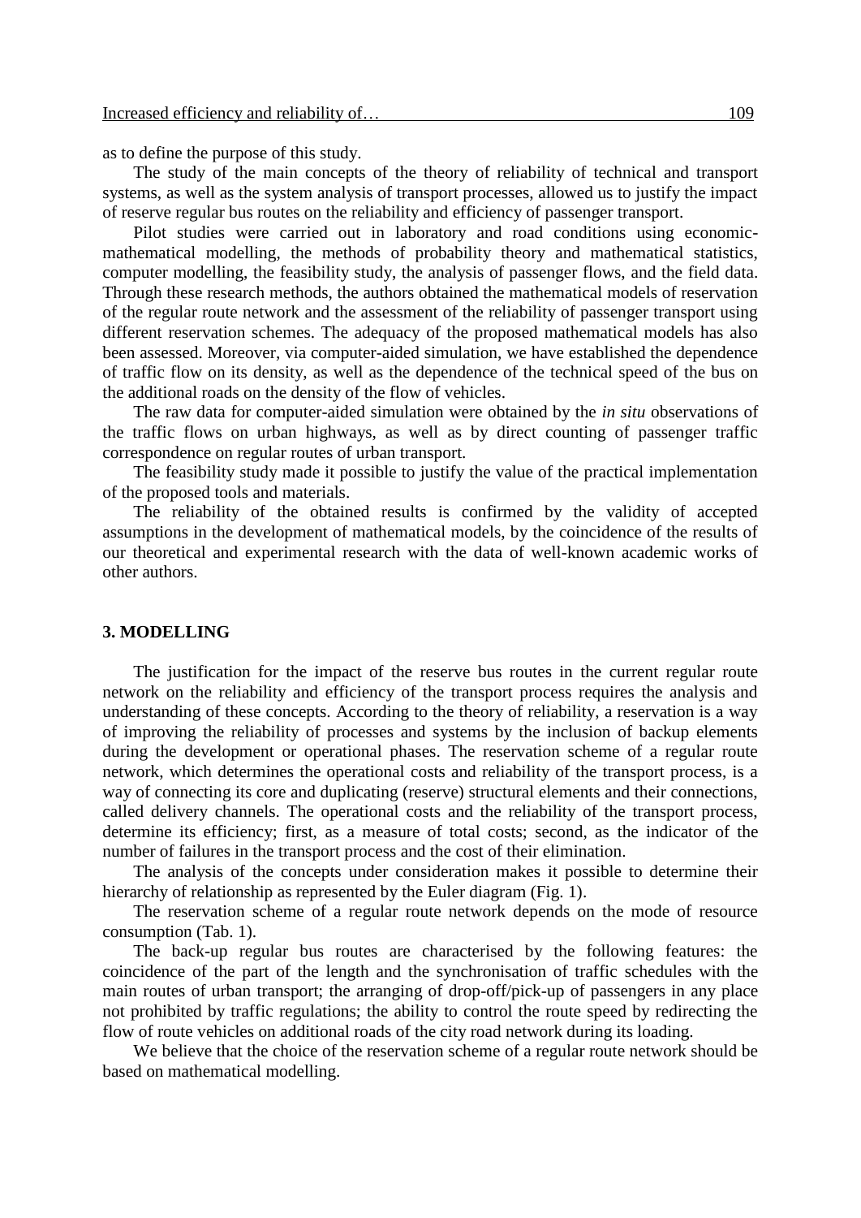as to define the purpose of this study.

The study of the main concepts of the theory of reliability of technical and transport systems, as well as the system analysis of transport processes, allowed us to justify the impact of reserve regular bus routes on the reliability and efficiency of passenger transport.

Pilot studies were carried out in laboratory and road conditions using economic-mathematical modelling, the methods of probability theory and mathematical statistics, computer modelling, the feasibility study, the analysis of passenger flows, and the field data. Through these research methods, the authors obtained the mathematical models of reservation of the regular route network and the assessment of the reliability of passenger transport using different reservation schemes. The adequacy of the proposed mathematical models has also been assessed. Moreover, via computer-aided simulation, we have established the dependence of traffic flow on its density, as well as the dependence of the technical speed of the bus on the additional roads on the density of the flow of vehicles.

The raw data for computer-aided simulation were obtained by the *in situ* observations of the traffic flows on urban highways, as well as by direct counting of passenger traffic correspondence on regular routes of urban transport.

The feasibility study made it possible to justify the value of the practical implementation of the proposed tools and materials.

The reliability of the obtained results is confirmed by the validity of accepted assumptions in the development of mathematical models, by the coincidence of the results of our theoretical and experimental research with the data of well-known academic works of other authors.

## 3. MODELLING

The justification for the impact of the reserve bus routes in the current regular route network on the reliability and efficiency of the transport process requires the analysis and understanding of these concepts. According to the theory of reliability, a reservation is a way of improving the reliability of processes and systems by the inclusion of backup elements during the development or operational phases. The reservation scheme of a regular route network, which determines the operational costs and reliability of the transport process, is a way of connecting its core and duplicating (reserve) structural elements and their connections, called delivery channels. The operational costs and the reliability of the transport process, determine its efficiency; first, as a measure of total costs; second, as the indicator of the number of failures in the transport process and the cost of their elimination.

The analysis of the concepts under consideration makes it possible to determine their hierarchy of relationship as represented by the Euler diagram (Fig. 1).

The reservation scheme of a regular route network depends on the mode of resource consumption (Tab. 1).

The back-up regular bus routes are characterised by the following features: the coincidence of the part of the length and the synchronisation of traffic schedules with the main routes of urban transport; the arranging of drop-off/pick-up of passengers in any place not prohibited by traffic regulations; the ability to control the route speed by redirecting the flow of route vehicles on additional roads of the city road network during its loading.

We believe that the choice of the reservation scheme of a regular route network should be based on mathematical modelling.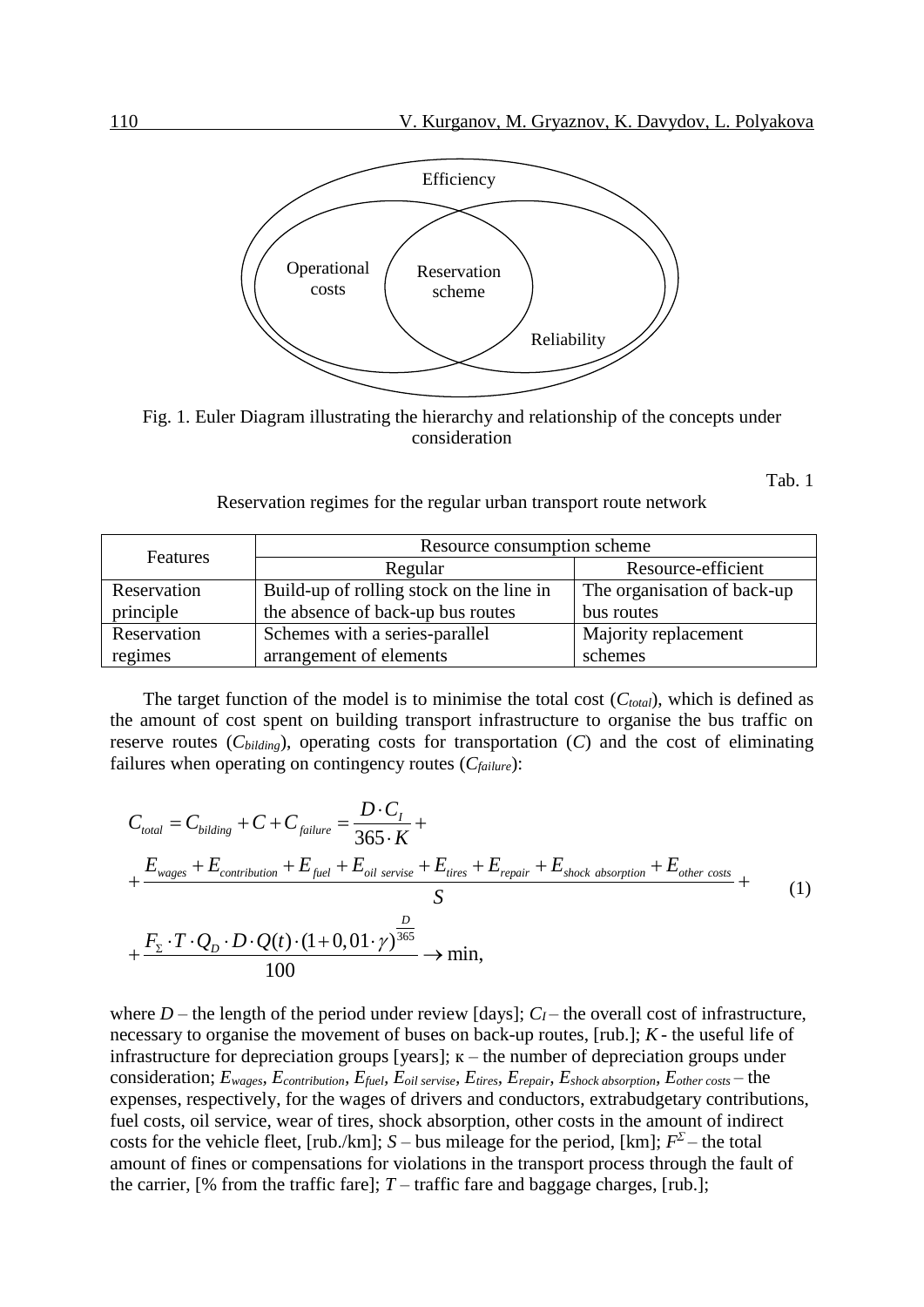Efficiency

Operational costs

Reservation scheme

Reliability

Fig. 1. Euler Diagram illustrating the hierarchy and relationship of the concepts under consideration

Tab. 1

Reservation regimes for the regular urban transport route network

| Features | Resource consumption scheme | |
|---|---|---|
| | Regular | Resource-efficient |
| Reservation principle | Build-up of rolling stock on the line in the absence of back-up bus routes | The organisation of back-up bus routes |
| Reservation regimes | Schemes with a series-parallel arrangement of elements | Majority replacement schemes |

The target function of the model is to minimise the total cost ($C_{total}$), which is defined as the amount of cost spent on building transport infrastructure to organise the bus traffic on reserve routes ($C_{bilding}$), operating costs for transportation ($C$) and the cost of eliminating failures when operating on contingency routes ($C_{failure}$):

$$
\begin{aligned}
C_{total} &= C_{bilding} + C + C_{failure} = \frac{D \cdot C_I}{365 \cdot K} + \\
&+ \frac{E_{wages} + E_{contribution} + E_{fuel} + E_{oil\ servise} + E_{tires} + E_{repair} + E_{shock\ absorption} + E_{other\ costs}}{S} + \\
&+ \frac{F_{\Sigma} \cdot T \cdot Q_D \cdot D \cdot Q(t) \cdot (1 + 0,01 \cdot \gamma)^{\frac{D}{365}}}{100} \rightarrow \min,
\end{aligned} \tag{1}
$$

where $D$ – the length of the period under review [days]; $C_I$ – the overall cost of infrastructure, necessary to organise the movement of buses on back-up routes, [rub.]; $K$ - the useful life of infrastructure for depreciation groups [years]; $\kappa$ – the number of depreciation groups under consideration; $E_{wages}$, $E_{contribution}$, $E_{fuel}$, $E_{oil\ servise}$, $E_{tires}$, $E_{repair}$, $E_{shock\ absorption}$, $E_{other\ costs}$ – the expenses, respectively, for the wages of drivers and conductors, extrabudgetary contributions, fuel costs, oil service, wear of tires, shock absorption, other costs in the amount of indirect costs for the vehicle fleet, [rub./km]; $S$ – bus mileage for the period, [km]; $F^{\Sigma}$ – the total amount of fines or compensations for violations in the transport process through the fault of the carrier, [% from the traffic fare]; $T$ – traffic fare and baggage charges, [rub.];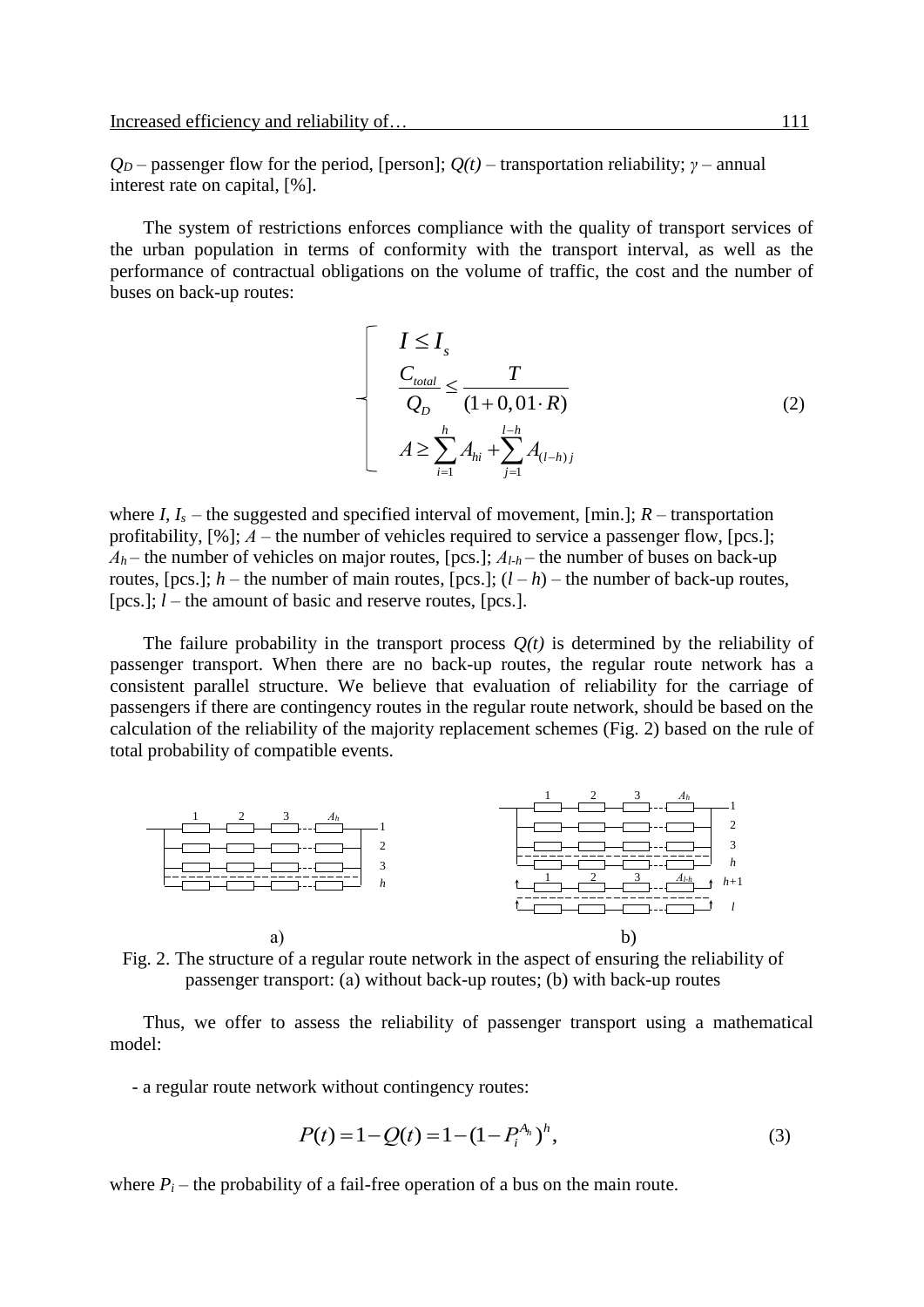$Q_D$ – passenger flow for the period, [person]; $Q(t)$ – transportation reliability; $\gamma$ – annual interest rate on capital, [%].

The system of restrictions enforces compliance with the quality of transport services of the urban population in terms of conformity with the transport interval, as well as the performance of contractual obligations on the volume of traffic, the cost and the number of buses on back-up routes:

$$\begin{cases} I \leq I_s \\ \dfrac{C_{total}}{Q_D} \leq \dfrac{T}{(1+0,01 \cdot R)} \\ A \geq \sum\limits_{i=1}^{h} A_{hi} + \sum\limits_{j=1}^{l-h} A_{(l-h)j} \end{cases} \tag{2}$$

where $I$, $I_s$ – the suggested and specified interval of movement, [min.]; $R$ – transportation profitability, [%]; $A$ – the number of vehicles required to service a passenger flow, [pcs.]; $A_h$ – the number of vehicles on major routes, [pcs.]; $A_{l-h}$ – the number of buses on back-up routes, [pcs.]; $h$ – the number of main routes, [pcs.]; $(l – h)$ – the number of back-up routes, [pcs.]; $l$ – the amount of basic and reserve routes, [pcs.].

The failure probability in the transport process $Q(t)$ is determined by the reliability of passenger transport. When there are no back-up routes, the regular route network has a consistent parallel structure. We believe that evaluation of reliability for the carriage of passengers if there are contingency routes in the regular route network, should be based on the calculation of the reliability of the majority replacement schemes (Fig. 2) based on the rule of total probability of compatible events.

Fig. 2. The structure of a regular route network in the aspect of ensuring the reliability of passenger transport: (a) without back-up routes; (b) with back-up routes

Thus, we offer to assess the reliability of passenger transport using a mathematical model:

- a regular route network without contingency routes:

$$P(t) = 1 - Q(t) = 1 - (1 - P_i^{A_h})^h, \tag{3}$$

where $P_i$ – the probability of a fail-free operation of a bus on the main route.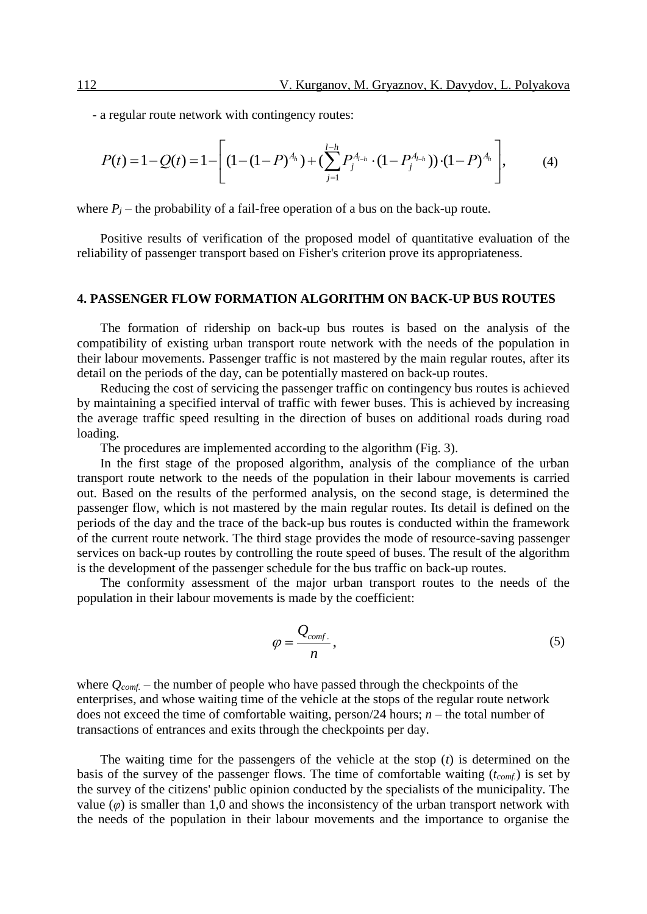- a regular route network with contingency routes:

$$P(t) = 1 - Q(t) = 1 - \left[ (1 - (1-P)^{A_h}) + (\sum_{j=1}^{l-h} P_j^{A_{l-h}} \cdot (1 - P_j^{A_{l-h}})) \cdot (1-P)^{A_h} \right], \qquad (4)$$

where $P_j$ – the probability of a fail-free operation of a bus on the back-up route.

Positive results of verification of the proposed model of quantitative evaluation of the reliability of passenger transport based on Fisher's criterion prove its appropriateness.

## 4. PASSENGER FLOW FORMATION ALGORITHM ON BACK-UP BUS ROUTES

The formation of ridership on back-up bus routes is based on the analysis of the compatibility of existing urban transport route network with the needs of the population in their labour movements. Passenger traffic is not mastered by the main regular routes, after its detail on the periods of the day, can be potentially mastered on back-up routes.

Reducing the cost of servicing the passenger traffic on contingency bus routes is achieved by maintaining a specified interval of traffic with fewer buses. This is achieved by increasing the average traffic speed resulting in the direction of buses on additional roads during road loading.

The procedures are implemented according to the algorithm (Fig. 3).

In the first stage of the proposed algorithm, analysis of the compliance of the urban transport route network to the needs of the population in their labour movements is carried out. Based on the results of the performed analysis, on the second stage, is determined the passenger flow, which is not mastered by the main regular routes. Its detail is defined on the periods of the day and the trace of the back-up bus routes is conducted within the framework of the current route network. The third stage provides the mode of resource-saving passenger services on back-up routes by controlling the route speed of buses. The result of the algorithm is the development of the passenger schedule for the bus traffic on back-up routes.

The conformity assessment of the major urban transport routes to the needs of the population in their labour movements is made by the coefficient:

$$\varphi = \frac{Q_{comf.}}{n}, \qquad (5)$$

where $Q_{comf.}$ – the number of people who have passed through the checkpoints of the enterprises, and whose waiting time of the vehicle at the stops of the regular route network does not exceed the time of comfortable waiting, person/24 hours; $n$ – the total number of transactions of entrances and exits through the checkpoints per day.

The waiting time for the passengers of the vehicle at the stop ($t$) is determined on the basis of the survey of the passenger flows. The time of comfortable waiting ($t_{comf.}$) is set by the survey of the citizens' public opinion conducted by the specialists of the municipality. The value ($\varphi$) is smaller than 1,0 and shows the inconsistency of the urban transport network with the needs of the population in their labour movements and the importance to organise the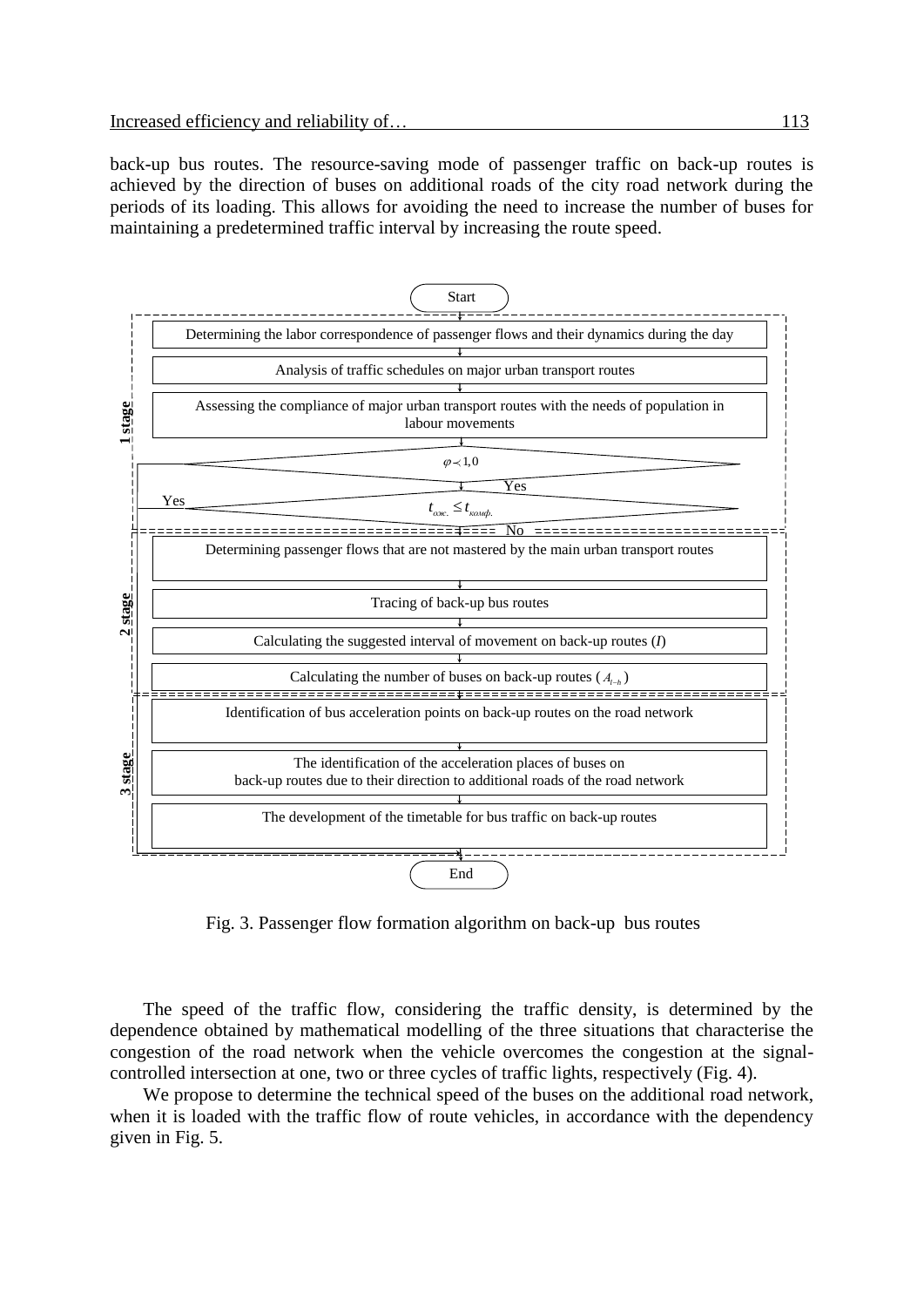back-up bus routes. The resource-saving mode of passenger traffic on back-up routes is achieved by the direction of buses on additional roads of the city road network during the periods of its loading. This allows for avoiding the need to increase the number of buses for maintaining a predetermined traffic interval by increasing the route speed.

Start

**1 stage**

- Determining the labor correspondence of passenger flows and their dynamics during the day
- Analysis of traffic schedules on major urban transport routes
- Assessing the compliance of major urban transport routes with the needs of population in labour movements
- $\varphi \prec 1{,}0$ — Yes
- $t_{ож.} \leq t_{комф.}$ — Yes / No

**2 stage**

- Determining passenger flows that are not mastered by the main urban transport routes
- Tracing of back-up bus routes
- Calculating the suggested interval of movement on back-up routes ($I$)
- Calculating the number of buses on back-up routes ($A_{t-b}$)

**3 stage**

- Identification of bus acceleration points on back-up routes on the road network
- The identification of the acceleration places of buses on back-up routes due to their direction to additional roads of the road network
- The development of the timetable for bus traffic on back-up routes

End

Fig. 3. Passenger flow formation algorithm on back-up bus routes

The speed of the traffic flow, considering the traffic density, is determined by the dependence obtained by mathematical modelling of the three situations that characterise the congestion of the road network when the vehicle overcomes the congestion at the signal-controlled intersection at one, two or three cycles of traffic lights, respectively (Fig. 4).

We propose to determine the technical speed of the buses on the additional road network, when it is loaded with the traffic flow of route vehicles, in accordance with the dependency given in Fig. 5.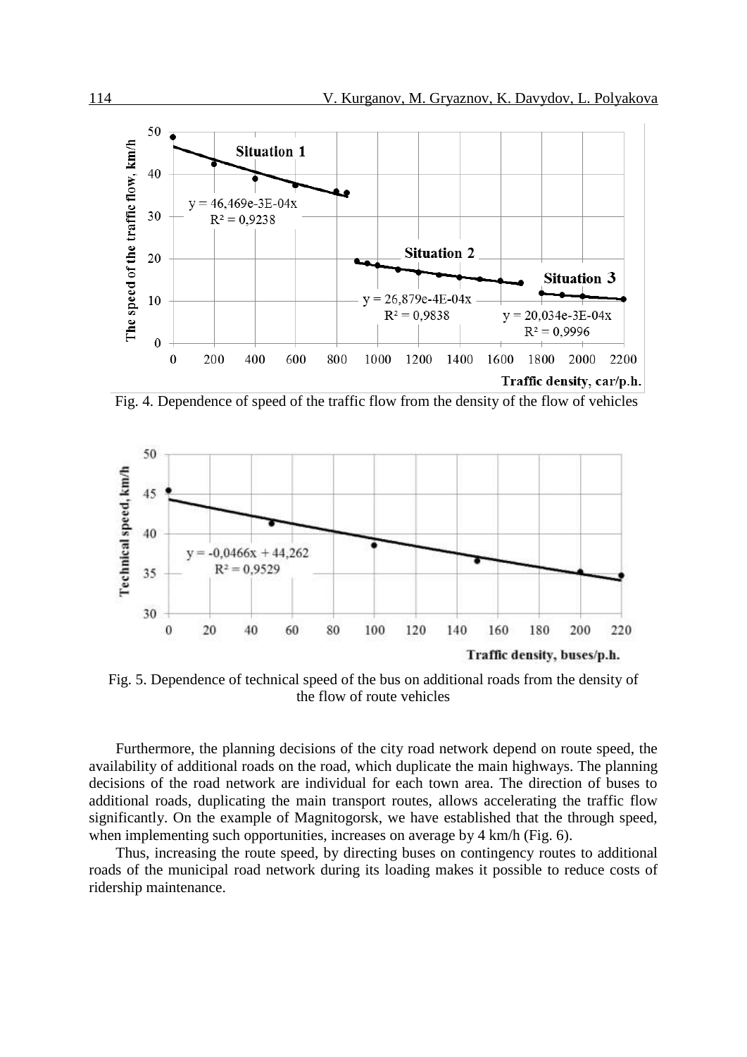Fig. 4. Dependence of speed of the traffic flow from the density of the flow of vehicles

Fig. 5. Dependence of technical speed of the bus on additional roads from the density of the flow of route vehicles

Furthermore, the planning decisions of the city road network depend on route speed, the availability of additional roads on the road, which duplicate the main highways. The planning decisions of the road network are individual for each town area. The direction of buses to additional roads, duplicating the main transport routes, allows accelerating the traffic flow significantly. On the example of Magnitogorsk, we have established that the through speed, when implementing such opportunities, increases on average by 4 km/h (Fig. 6).

Thus, increasing the route speed, by directing buses on contingency routes to additional roads of the municipal road network during its loading makes it possible to reduce costs of ridership maintenance.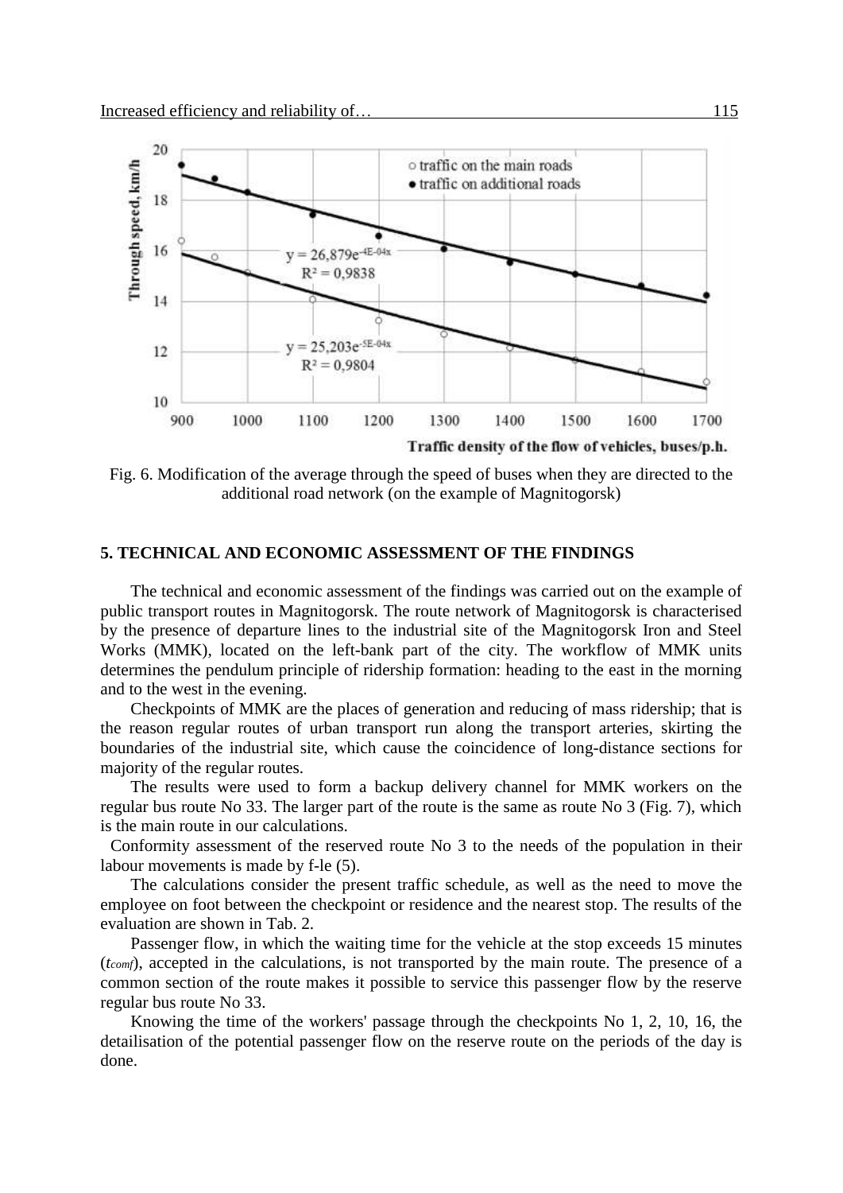Fig. 6. Modification of the average through the speed of buses when they are directed to the additional road network (on the example of Magnitogorsk)

## 5. TECHNICAL AND ECONOMIC ASSESSMENT OF THE FINDINGS

The technical and economic assessment of the findings was carried out on the example of public transport routes in Magnitogorsk. The route network of Magnitogorsk is characterised by the presence of departure lines to the industrial site of the Magnitogorsk Iron and Steel Works (MMK), located on the left-bank part of the city. The workflow of MMK units determines the pendulum principle of ridership formation: heading to the east in the morning and to the west in the evening.

Checkpoints of MMK are the places of generation and reducing of mass ridership; that is the reason regular routes of urban transport run along the transport arteries, skirting the boundaries of the industrial site, which cause the coincidence of long-distance sections for majority of the regular routes.

The results were used to form a backup delivery channel for MMK workers on the regular bus route No 33. The larger part of the route is the same as route No 3 (Fig. 7), which is the main route in our calculations.

Conformity assessment of the reserved route No 3 to the needs of the population in their labour movements is made by f-le (5).

The calculations consider the present traffic schedule, as well as the need to move the employee on foot between the checkpoint or residence and the nearest stop. The results of the evaluation are shown in Tab. 2.

Passenger flow, in which the waiting time for the vehicle at the stop exceeds 15 minutes ($t_{comf}$), accepted in the calculations, is not transported by the main route. The presence of a common section of the route makes it possible to service this passenger flow by the reserve regular bus route No 33.

Knowing the time of the workers' passage through the checkpoints No 1, 2, 10, 16, the detailisation of the potential passenger flow on the reserve route on the periods of the day is done.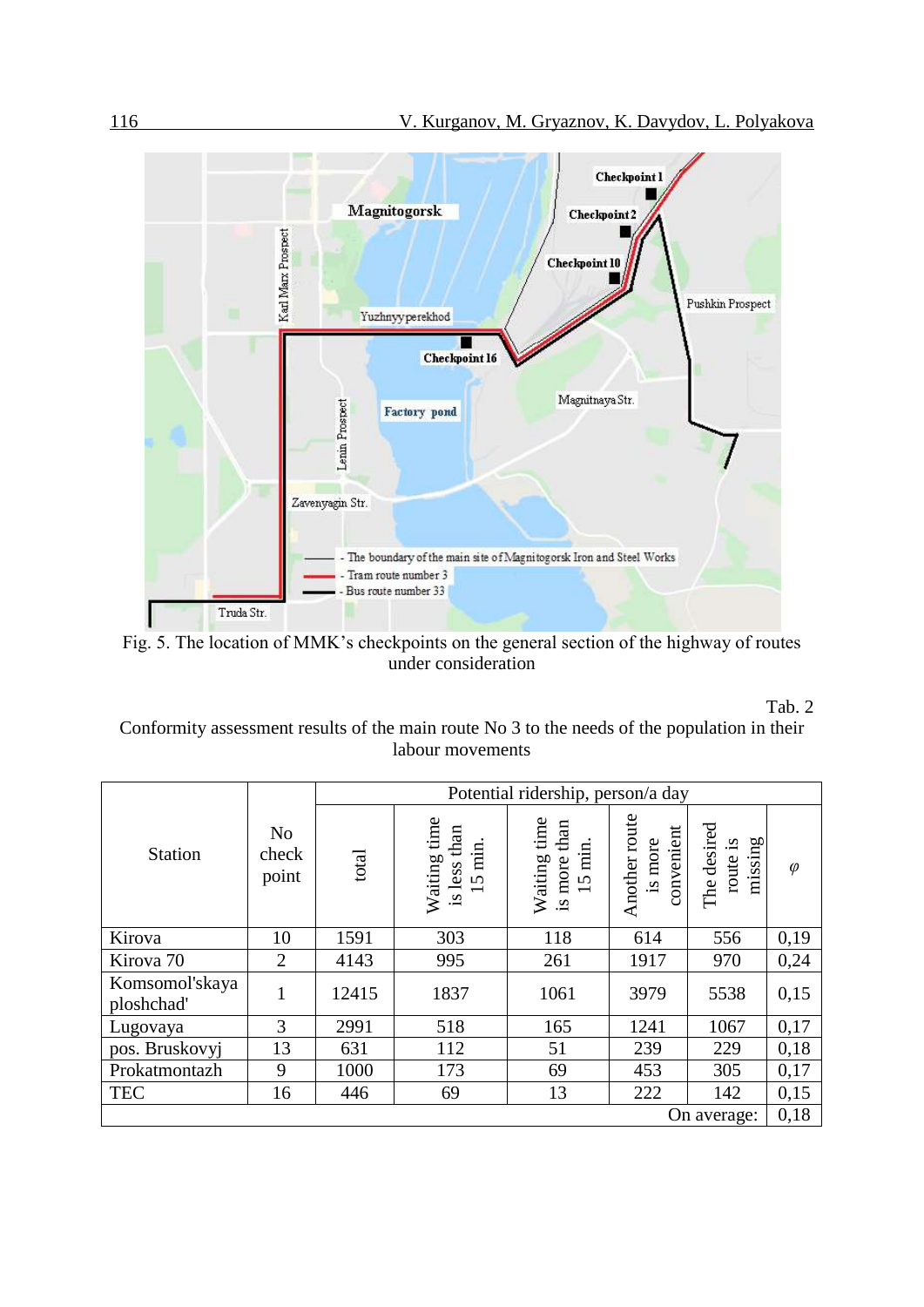Fig. 5. The location of MMK's checkpoints on the general section of the highway of routes under consideration

Tab. 2

Conformity assessment results of the main route No 3 to the needs of the population in their labour movements

| Station | No check point | Potential ridership, person/a day | | | | | |
|---|---|---|---|---|---|---|---|
| | | total | Waiting time is less than 15 min. | Waiting time is more than 15 min. | Another route is more convenient | The desired route is missing | $\varphi$ |
| Kirova | 10 | 1591 | 303 | 118 | 614 | 556 | 0,19 |
| Kirova 70 | 2 | 4143 | 995 | 261 | 1917 | 970 | 0,24 |
| Komsomol'skaya ploshchad' | 1 | 12415 | 1837 | 1061 | 3979 | 5538 | 0,15 |
| Lugovaya | 3 | 2991 | 518 | 165 | 1241 | 1067 | 0,17 |
| pos. Bruskovyj | 13 | 631 | 112 | 51 | 239 | 229 | 0,18 |
| Prokatmontazh | 9 | 1000 | 173 | 69 | 453 | 305 | 0,17 |
| TEC | 16 | 446 | 69 | 13 | 222 | 142 | 0,15 |
| | | | | | | On average: | 0,18 |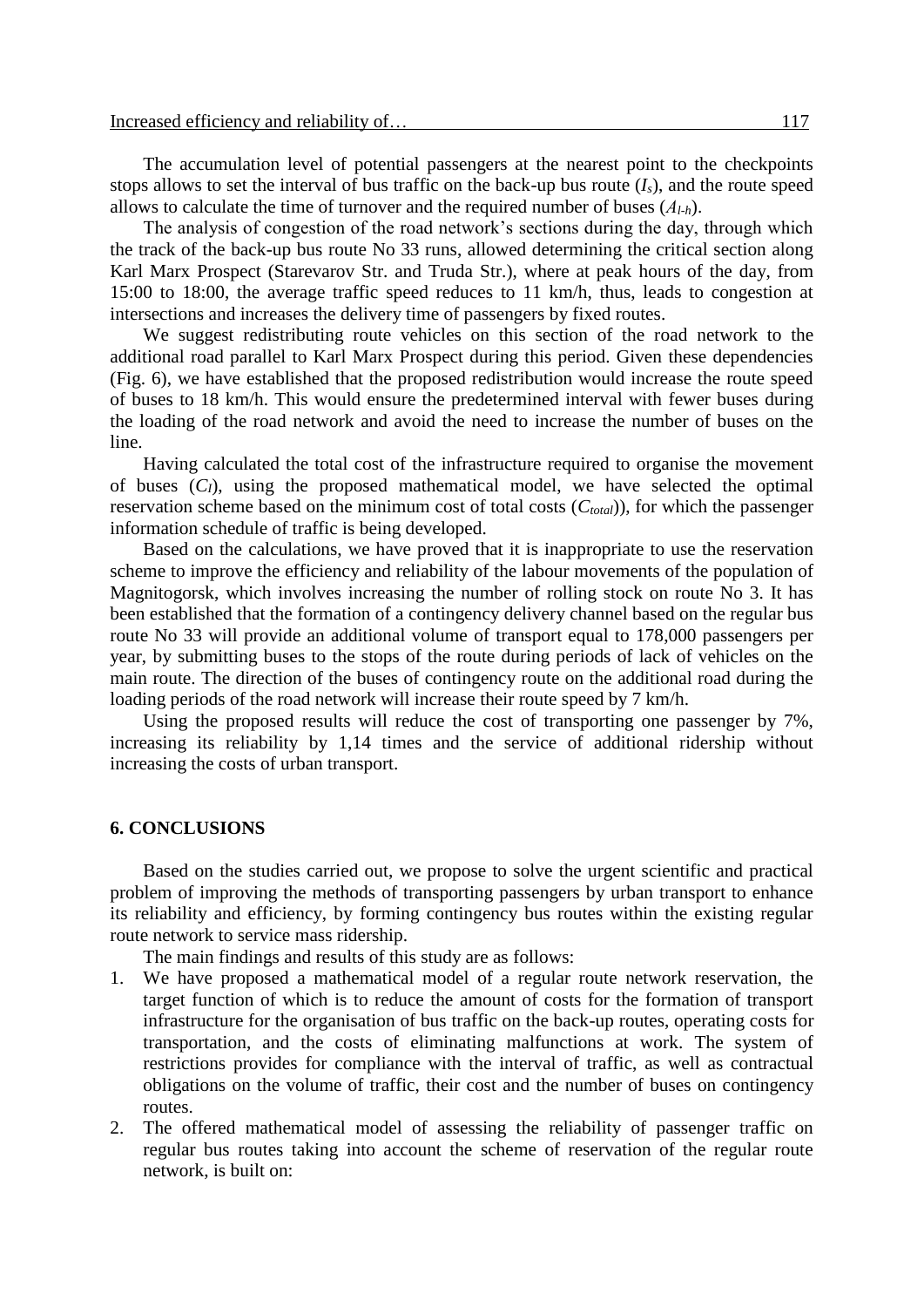The accumulation level of potential passengers at the nearest point to the checkpoints stops allows to set the interval of bus traffic on the back-up bus route ($I_s$), and the route speed allows to calculate the time of turnover and the required number of buses ($A_{l\text{-}h}$).

The analysis of congestion of the road network's sections during the day, through which the track of the back-up bus route No 33 runs, allowed determining the critical section along Karl Marx Prospect (Starevarov Str. and Truda Str.), where at peak hours of the day, from 15:00 to 18:00, the average traffic speed reduces to 11 km/h, thus, leads to congestion at intersections and increases the delivery time of passengers by fixed routes.

We suggest redistributing route vehicles on this section of the road network to the additional road parallel to Karl Marx Prospect during this period. Given these dependencies (Fig. 6), we have established that the proposed redistribution would increase the route speed of buses to 18 km/h. This would ensure the predetermined interval with fewer buses during the loading of the road network and avoid the need to increase the number of buses on the line.

Having calculated the total cost of the infrastructure required to organise the movement of buses ($C_I$), using the proposed mathematical model, we have selected the optimal reservation scheme based on the minimum cost of total costs ($C_{total}$)), for which the passenger information schedule of traffic is being developed.

Based on the calculations, we have proved that it is inappropriate to use the reservation scheme to improve the efficiency and reliability of the labour movements of the population of Magnitogorsk, which involves increasing the number of rolling stock on route No 3. It has been established that the formation of a contingency delivery channel based on the regular bus route No 33 will provide an additional volume of transport equal to 178,000 passengers per year, by submitting buses to the stops of the route during periods of lack of vehicles on the main route. The direction of the buses of contingency route on the additional road during the loading periods of the road network will increase their route speed by 7 km/h.

Using the proposed results will reduce the cost of transporting one passenger by 7%, increasing its reliability by 1,14 times and the service of additional ridership without increasing the costs of urban transport.

## 6. CONCLUSIONS

Based on the studies carried out, we propose to solve the urgent scientific and practical problem of improving the methods of transporting passengers by urban transport to enhance its reliability and efficiency, by forming contingency bus routes within the existing regular route network to service mass ridership.

The main findings and results of this study are as follows:

1. We have proposed a mathematical model of a regular route network reservation, the target function of which is to reduce the amount of costs for the formation of transport infrastructure for the organisation of bus traffic on the back-up routes, operating costs for transportation, and the costs of eliminating malfunctions at work. The system of restrictions provides for compliance with the interval of traffic, as well as contractual obligations on the volume of traffic, their cost and the number of buses on contingency routes.
2. The offered mathematical model of assessing the reliability of passenger traffic on regular bus routes taking into account the scheme of reservation of the regular route network, is built on: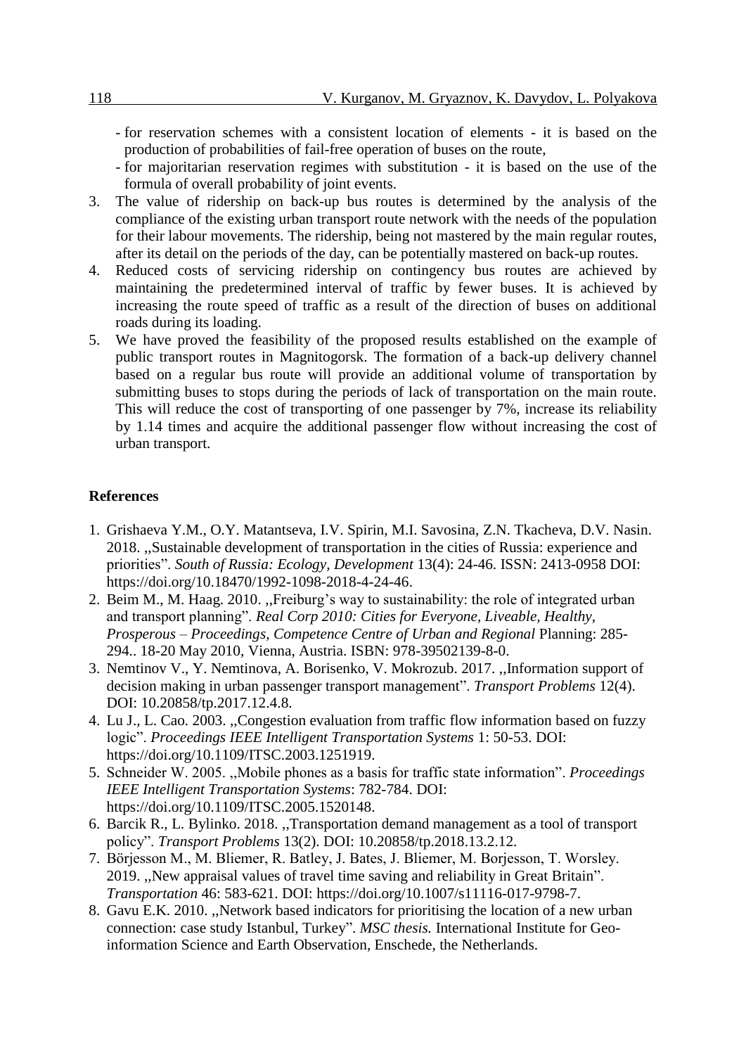- for reservation schemes with a consistent location of elements - it is based on the production of probabilities of fail-free operation of buses on the route,
- for majoritarian reservation regimes with substitution - it is based on the use of the formula of overall probability of joint events.

3. The value of ridership on back-up bus routes is determined by the analysis of the compliance of the existing urban transport route network with the needs of the population for their labour movements. The ridership, being not mastered by the main regular routes, after its detail on the periods of the day, can be potentially mastered on back-up routes.
4. Reduced costs of servicing ridership on contingency bus routes are achieved by maintaining the predetermined interval of traffic by fewer buses. It is achieved by increasing the route speed of traffic as a result of the direction of buses on additional roads during its loading.
5. We have proved the feasibility of the proposed results established on the example of public transport routes in Magnitogorsk. The formation of a back-up delivery channel based on a regular bus route will provide an additional volume of transportation by submitting buses to stops during the periods of lack of transportation on the main route. This will reduce the cost of transporting of one passenger by 7%, increase its reliability by 1.14 times and acquire the additional passenger flow without increasing the cost of urban transport.

## References

1. Grishaeva Y.M., O.Y. Matantseva, I.V. Spirin, M.I. Savosina, Z.N. Tkacheva, D.V. Nasin. 2018. „Sustainable development of transportation in the cities of Russia: experience and priorities". *South of Russia: Ecology, Development* 13(4): 24-46. ISSN: 2413-0958 DOI: https://doi.org/10.18470/1992-1098-2018-4-24-46.
2. Beim M., M. Haag. 2010. „Freiburg's way to sustainability: the role of integrated urban and transport planning". *Real Corp 2010: Cities for Everyone, Liveable, Healthy, Prosperous – Proceedings, Competence Centre of Urban and Regional* Planning: 285-294.. 18-20 May 2010, Vienna, Austria. ISBN: 978-39502139-8-0.
3. Nemtinov V., Y. Nemtinova, A. Borisenko, V. Mokrozub. 2017. „Information support of decision making in urban passenger transport management". *Transport Problems* 12(4). DOI: 10.20858/tp.2017.12.4.8.
4. Lu J., L. Cao. 2003. „Congestion evaluation from traffic flow information based on fuzzy logic". *Proceedings IEEE Intelligent Transportation Systems* 1: 50-53. DOI: https://doi.org/10.1109/ITSC.2003.1251919.
5. Schneider W. 2005. „Mobile phones as a basis for traffic state information". *Proceedings IEEE Intelligent Transportation Systems*: 782-784. DOI: https://doi.org/10.1109/ITSC.2005.1520148.
6. Barcik R., L. Bylinko. 2018. „Transportation demand management as a tool of transport policy". *Transport Problems* 13(2). DOI: 10.20858/tp.2018.13.2.12.
7. Börjesson M., M. Bliemer, R. Batley, J. Bates, J. Bliemer, M. Borjesson, T. Worsley. 2019. „New appraisal values of travel time saving and reliability in Great Britain". *Transportation* 46: 583-621. DOI: https://doi.org/10.1007/s11116-017-9798-7.
8. Gavu E.K. 2010. „Network based indicators for prioritising the location of a new urban connection: case study Istanbul, Turkey". *MSC thesis.* International Institute for Geo-information Science and Earth Observation, Enschede, the Netherlands.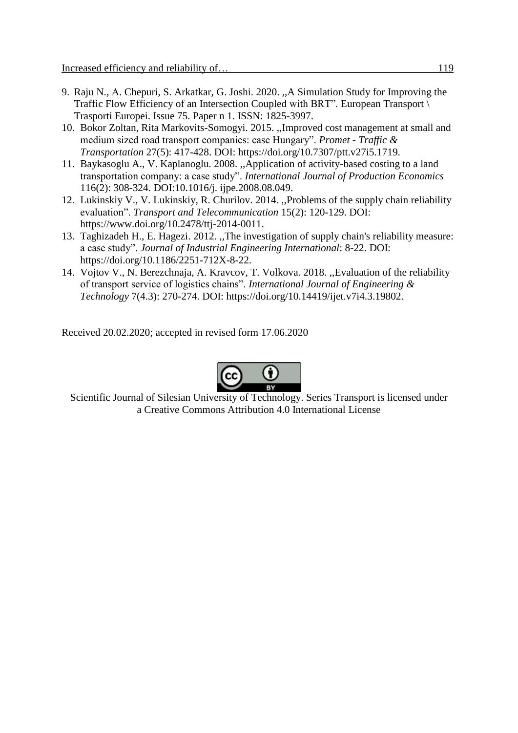9. Raju N., A. Chepuri, S. Arkatkar, G. Joshi. 2020. ,,A Simulation Study for Improving the Traffic Flow Efficiency of an Intersection Coupled with BRT". European Transport \ Trasporti Europei. Issue 75. Paper n 1. ISSN: 1825-3997.
10. Bokor Zoltan, Rita Markovits-Somogyi. 2015. ,,Improved cost management at small and medium sized road transport companies: case Hungary". *Promet - Traffic & Transportation* 27(5): 417-428. DOI: https://doi.org/10.7307/ptt.v27i5.1719.
11. Baykasoglu A., V. Kaplanoglu. 2008. ,,Application of activity-based costing to a land transportation company: a case study". *International Journal of Production Economics* 116(2): 308-324. DOI:10.1016/j. ijpe.2008.08.049.
12. Lukinskiy V., V. Lukinskiy, R. Churilov. 2014. ,,Problems of the supply chain reliability evaluation". *Transport and Telecommunication* 15(2): 120-129. DOI: https://www.doi.org/10.2478/ttj-2014-0011.
13. Taghizadeh H., E. Hagezi. 2012. ,,The investigation of supply chain's reliability measure: a case study". *Journal of Industrial Engineering International*: 8-22. DOI: https://doi.org/10.1186/2251-712X-8-22.
14. Vojtov V., N. Berezchnaja, A. Kravcov, T. Volkova. 2018. ,,Evaluation of the reliability of transport service of logistics chains". *International Journal of Engineering & Technology* 7(4.3): 270-274. DOI: https://doi.org/10.14419/ijet.v7i4.3.19802.

Received 20.02.2020; accepted in revised form 17.06.2020

Scientific Journal of Silesian University of Technology. Series Transport is licensed under a Creative Commons Attribution 4.0 International License